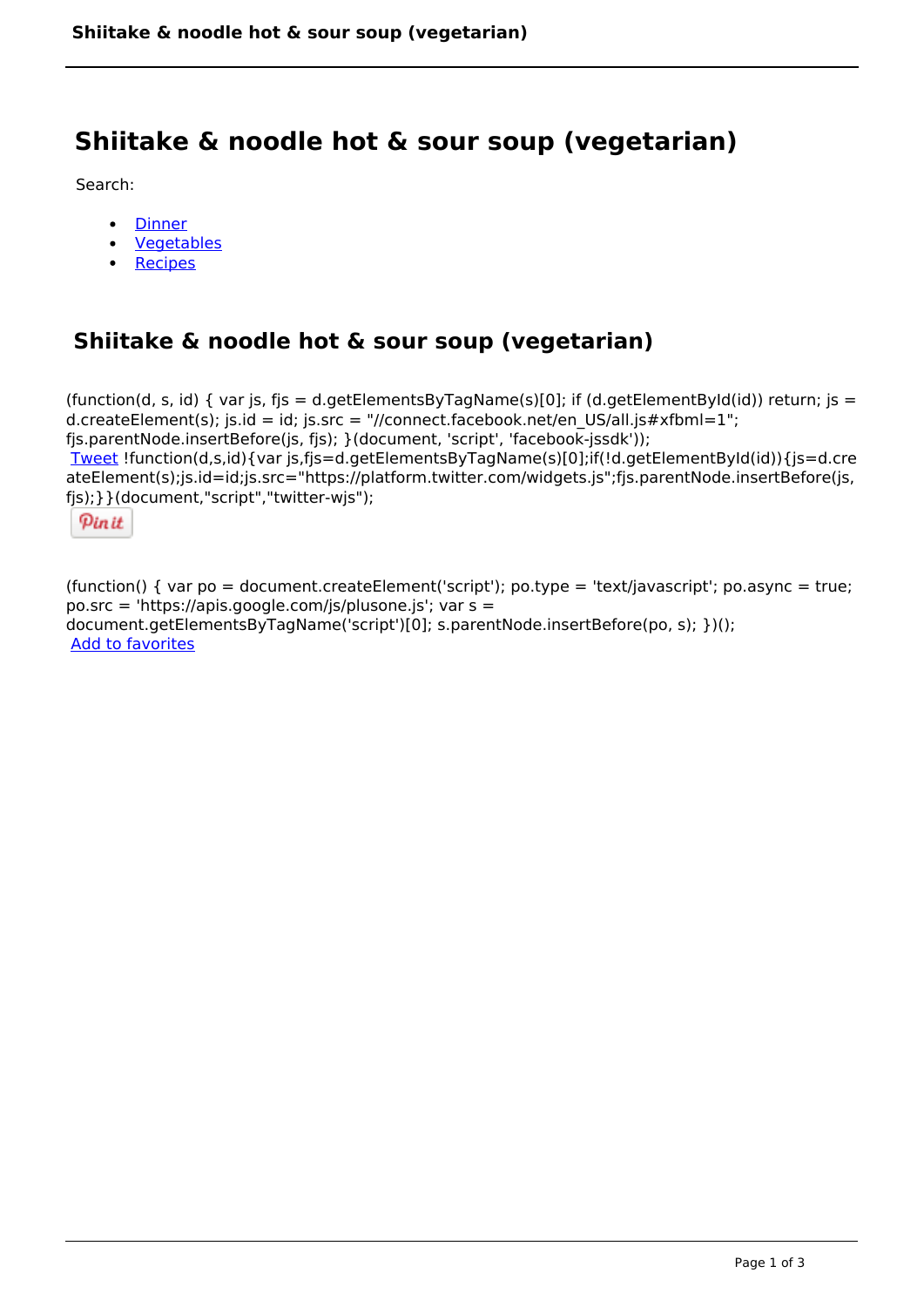# Shiitake & noodle hot & sour soup (vegetarian)

Search:

- Dinner
- Vegetables
- Recipes

## Shiitake & noodle hot & sour soup (vegetarian)

(function(d, s, id) { var js, fjs = d.getElementsByTagName(s)[0]; if (d.getElementById(id)) return; js = d.createElement(s); js.id = id; js.src = "//connect.facebook.net/en_US/all.js#xfbml=1"; fjs.parentNode.insertBefore(js, fjs); }(document, 'script', 'facebook-jssdk'));
Tweet !function(d,s,id){var js,fjs=d.getElementsByTagName(s)[0];if(!d.getElementById(id)){js=d.createElement(s);js.id=id;js.src="https://platform.twitter.com/widgets.js";fjs.parentNode.insertBefore(js,fjs);}}(document,"script","twitter-wjs");

Pin it

(function() { var po = document.createElement('script'); po.type = 'text/javascript'; po.async = true; po.src = 'https://apis.google.com/js/plusone.js'; var s = document.getElementsByTagName('script')[0]; s.parentNode.insertBefore(po, s); })();
Add to favorites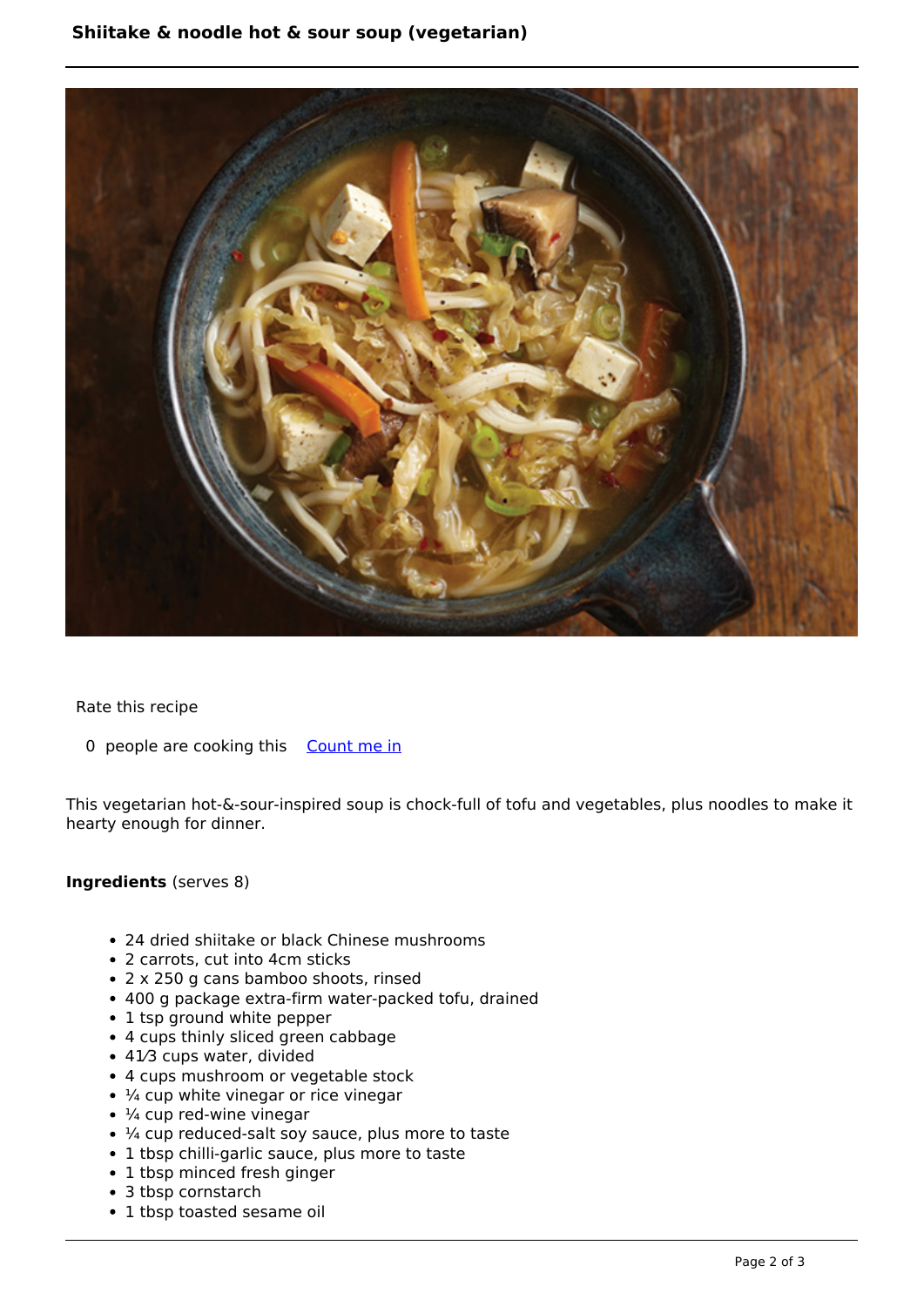# Shiitake & noodle hot & sour soup (vegetarian)

Rate this recipe

0 people are cooking this [Count me in]

This vegetarian hot-&-sour-inspired soup is chock-full of tofu and vegetables, plus noodles to make it hearty enough for dinner.

**Ingredients** (serves 8)

- 24 dried shiitake or black Chinese mushrooms
- 2 carrots, cut into 4cm sticks
- 2 x 250 g cans bamboo shoots, rinsed
- 400 g package extra-firm water-packed tofu, drained
- 1 tsp ground white pepper
- 4 cups thinly sliced green cabbage
- 41⁄3 cups water, divided
- 4 cups mushroom or vegetable stock
- ¼ cup white vinegar or rice vinegar
- ¼ cup red-wine vinegar
- ¼ cup reduced-salt soy sauce, plus more to taste
- 1 tbsp chilli-garlic sauce, plus more to taste
- 1 tbsp minced fresh ginger
- 3 tbsp cornstarch
- 1 tbsp toasted sesame oil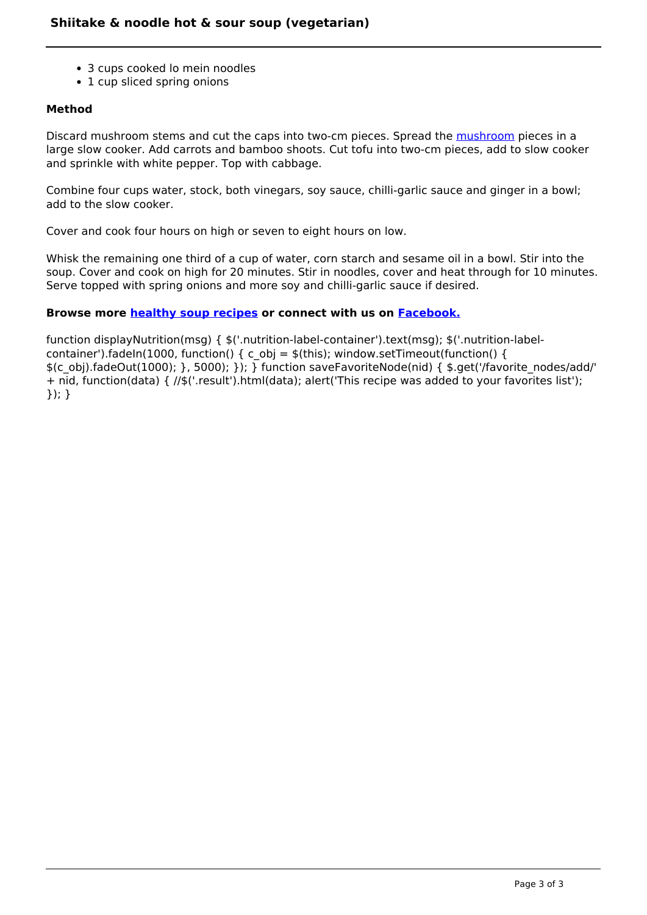- 3 cups cooked lo mein noodles
- 1 cup sliced spring onions

**Method**

Discard mushroom stems and cut the caps into two-cm pieces. Spread the mushroom pieces in a large slow cooker. Add carrots and bamboo shoots. Cut tofu into two-cm pieces, add to slow cooker and sprinkle with white pepper. Top with cabbage.

Combine four cups water, stock, both vinegars, soy sauce, chilli-garlic sauce and ginger in a bowl; add to the slow cooker.

Cover and cook four hours on high or seven to eight hours on low.

Whisk the remaining one third of a cup of water, corn starch and sesame oil in a bowl. Stir into the soup. Cover and cook on high for 20 minutes. Stir in noodles, cover and heat through for 10 minutes. Serve topped with spring onions and more soy and chilli-garlic sauce if desired.

**Browse more healthy soup recipes or connect with us on Facebook.**

```
function displayNutrition(msg) { $('.nutrition-label-container').text(msg); $('.nutrition-label-container').fadeIn(1000, function() { c_obj = $(this); window.setTimeout(function() { $(c_obj).fadeOut(1000); }, 5000); }); } function saveFavoriteNode(nid) { $.get('/favorite_nodes/add/' + nid, function(data) { //$('.result').html(data); alert('This recipe was added to your favorites list'); }); }
```